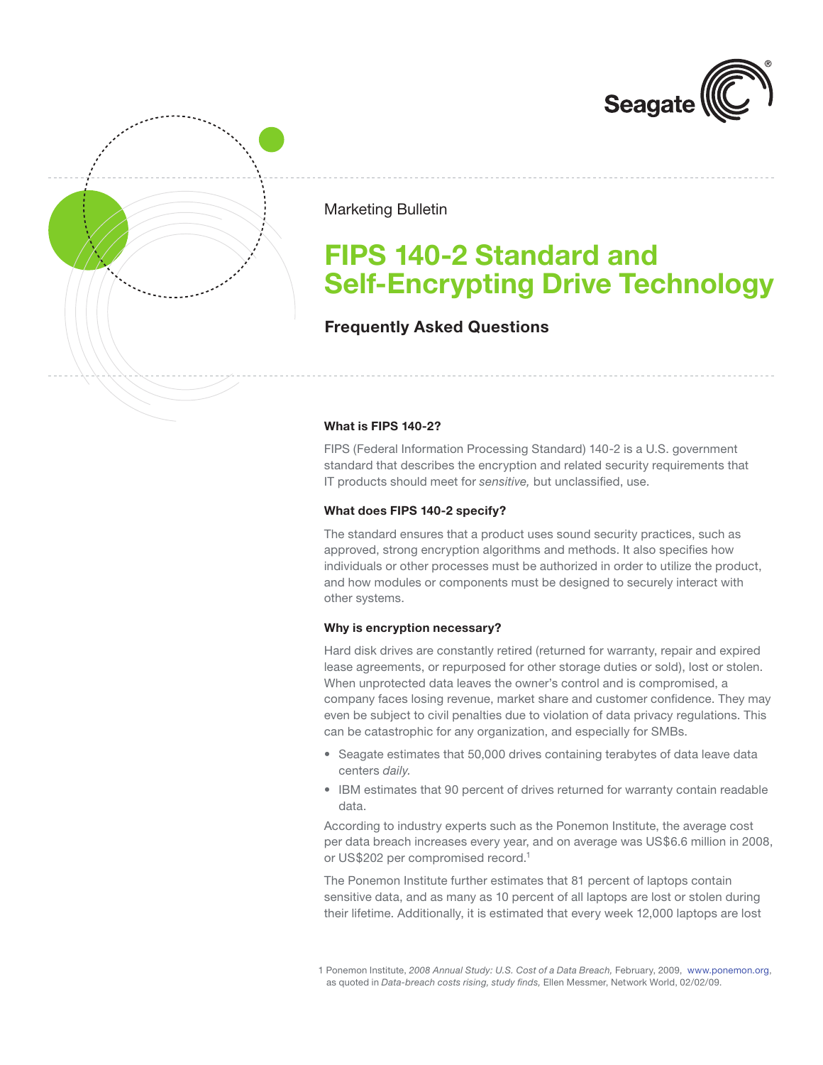Marketing Bulletin

# FIPS 140-2 Standard and Self-Encrypting Drive Technology

## Frequently Asked Questions

### What is FIPS 140-2?

FIPS (Federal Information Processing Standard) 140-2 is a U.S. government standard that describes the encryption and related security requirements that IT products should meet for *sensitive,* but unclassified, use.

### What does FIPS 140-2 specify?

The standard ensures that a product uses sound security practices, such as approved, strong encryption algorithms and methods. It also specifies how individuals or other processes must be authorized in order to utilize the product, and how modules or components must be designed to securely interact with other systems.

### Why is encryption necessary?

Hard disk drives are constantly retired (returned for warranty, repair and expired lease agreements, or repurposed for other storage duties or sold), lost or stolen. When unprotected data leaves the owner's control and is compromised, a company faces losing revenue, market share and customer confidence. They may even be subject to civil penalties due to violation of data privacy regulations. This can be catastrophic for any organization, and especially for SMBs.

- Seagate estimates that 50,000 drives containing terabytes of data leave data centers *daily.*
- IBM estimates that 90 percent of drives returned for warranty contain readable data.

According to industry experts such as the Ponemon Institute, the average cost per data breach increases every year, and on average was US$6.6 million in 2008, or US$202 per compromised record.[1]

The Ponemon Institute further estimates that 81 percent of laptops contain sensitive data, and as many as 10 percent of all laptops are lost or stolen during their lifetime. Additionally, it is estimated that every week 12,000 laptops are lost

1 Ponemon Institute, *2008 Annual Study: U.S. Cost of a Data Breach,* February, 2009, www.ponemon.org, as quoted in *Data-breach costs rising, study finds,* Ellen Messmer, Network World, 02/02/09.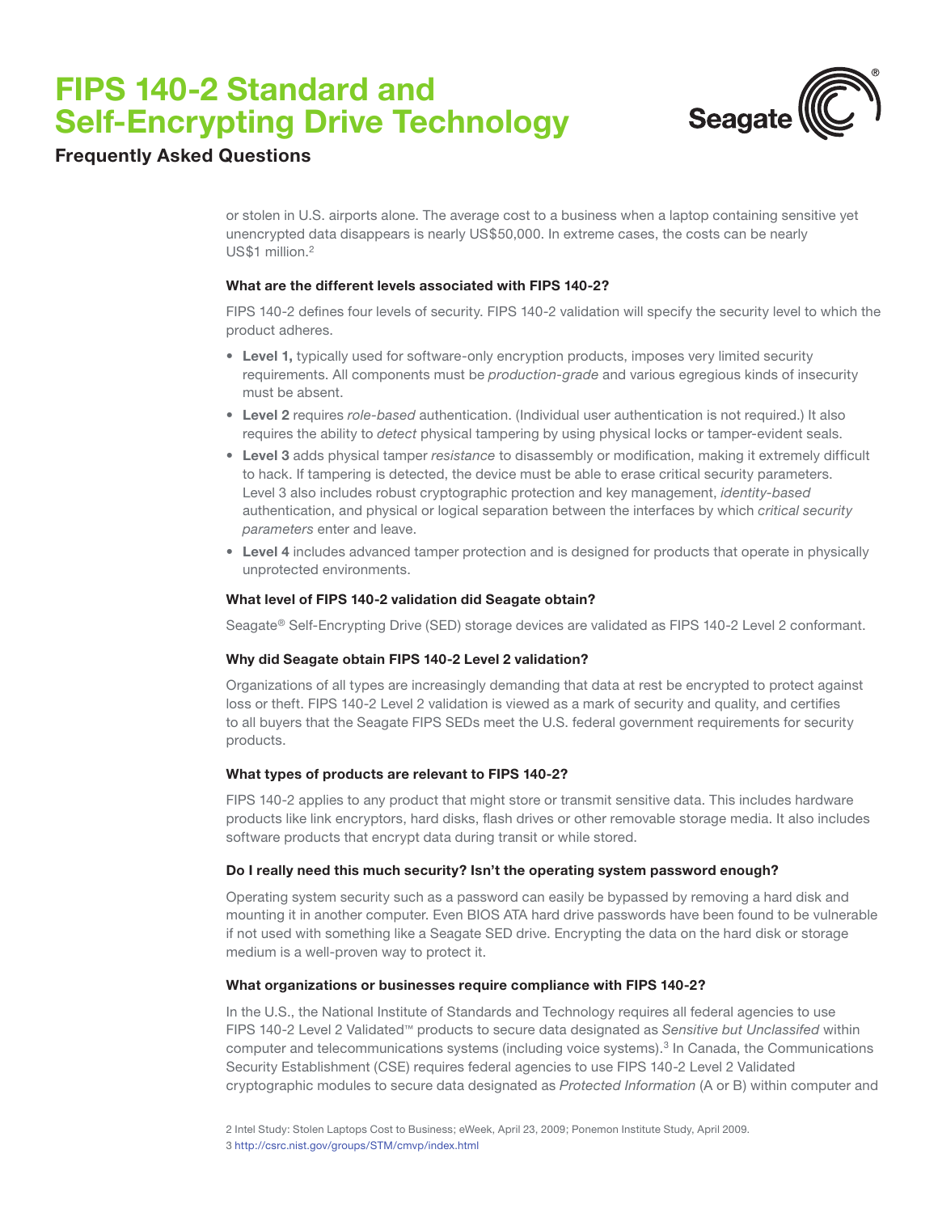or stolen in U.S. airports alone. The average cost to a business when a laptop containing sensitive yet unencrypted data disappears is nearly US$50,000. In extreme cases, the costs can be nearly US$1 million.[2]

### What are the different levels associated with FIPS 140-2?

FIPS 140-2 defines four levels of security. FIPS 140-2 validation will specify the security level to which the product adheres.

- **Level 1,** typically used for software-only encryption products, imposes very limited security requirements. All components must be *production-grade* and various egregious kinds of insecurity must be absent.
- **Level 2** requires *role-based* authentication. (Individual user authentication is not required.) It also requires the ability to *detect* physical tampering by using physical locks or tamper-evident seals.
- **Level 3** adds physical tamper *resistance* to disassembly or modification, making it extremely difficult to hack. If tampering is detected, the device must be able to erase critical security parameters. Level 3 also includes robust cryptographic protection and key management, *identity-based* authentication, and physical or logical separation between the interfaces by which *critical security parameters* enter and leave.
- **Level 4** includes advanced tamper protection and is designed for products that operate in physically unprotected environments.

### What level of FIPS 140-2 validation did Seagate obtain?

Seagate® Self-Encrypting Drive (SED) storage devices are validated as FIPS 140-2 Level 2 conformant.

### Why did Seagate obtain FIPS 140-2 Level 2 validation?

Organizations of all types are increasingly demanding that data at rest be encrypted to protect against loss or theft. FIPS 140-2 Level 2 validation is viewed as a mark of security and quality, and certifies to all buyers that the Seagate FIPS SEDs meet the U.S. federal government requirements for security products.

### What types of products are relevant to FIPS 140-2?

FIPS 140-2 applies to any product that might store or transmit sensitive data. This includes hardware products like link encryptors, hard disks, flash drives or other removable storage media. It also includes software products that encrypt data during transit or while stored.

### Do I really need this much security? Isn't the operating system password enough?

Operating system security such as a password can easily be bypassed by removing a hard disk and mounting it in another computer. Even BIOS ATA hard drive passwords have been found to be vulnerable if not used with something like a Seagate SED drive. Encrypting the data on the hard disk or storage medium is a well-proven way to protect it.

### What organizations or businesses require compliance with FIPS 140-2?

In the U.S., the National Institute of Standards and Technology requires all federal agencies to use FIPS 140-2 Level 2 Validated™ products to secure data designated as *Sensitive but Unclassifed* within computer and telecommunications systems (including voice systems).[3] In Canada, the Communications Security Establishment (CSE) requires federal agencies to use FIPS 140-2 Level 2 Validated cryptographic modules to secure data designated as *Protected Information* (A or B) within computer and

2 Intel Study: Stolen Laptops Cost to Business; eWeek, April 23, 2009; Ponemon Institute Study, April 2009.

3 http://csrc.nist.gov/groups/STM/cmvp/index.html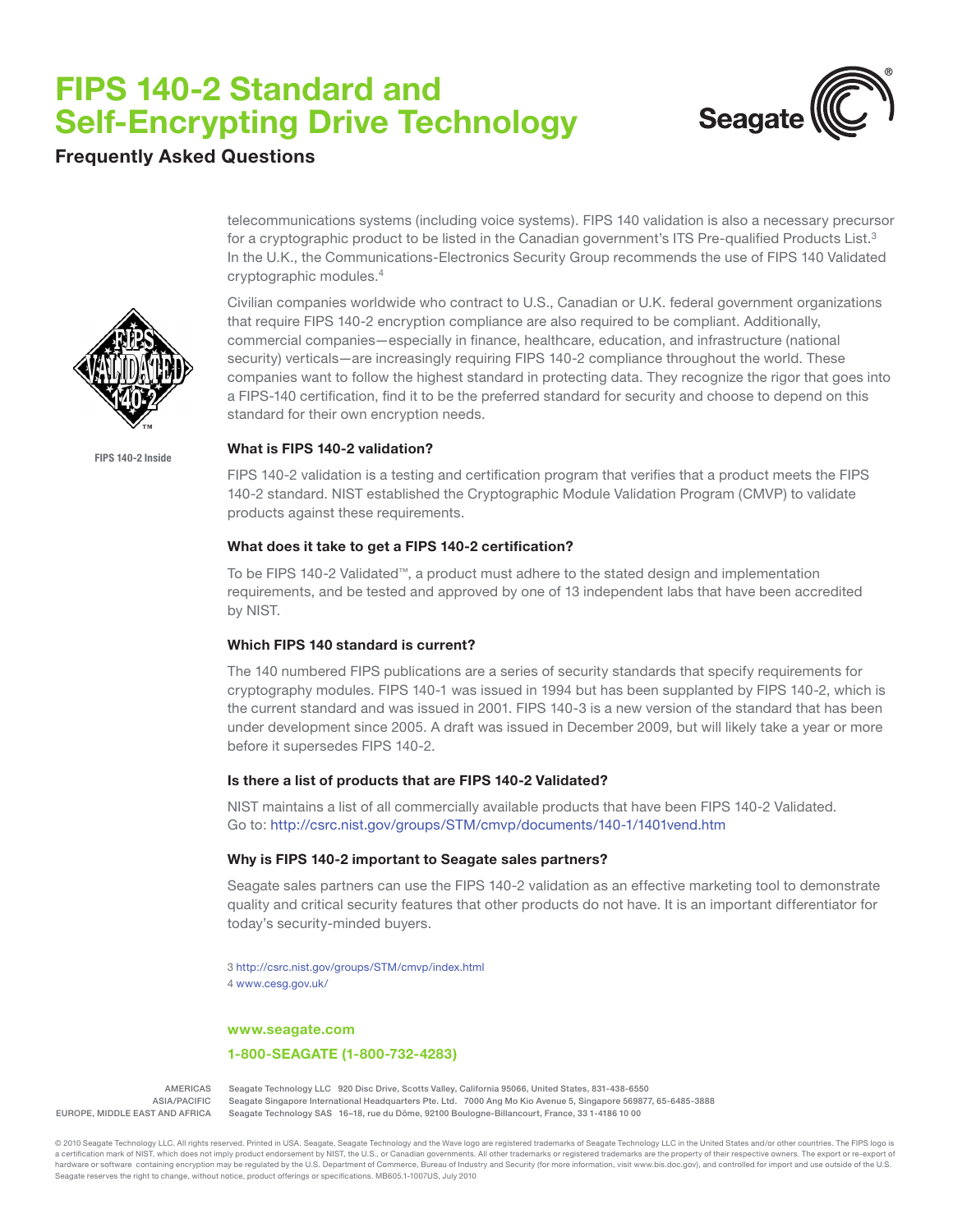telecommunications systems (including voice systems). FIPS 140 validation is also a necessary precursor for a cryptographic product to be listed in the Canadian government's ITS Pre-qualified Products List.[3] In the U.K., the Communications-Electronics Security Group recommends the use of FIPS 140 Validated cryptographic modules.[4]

Civilian companies worldwide who contract to U.S., Canadian or U.K. federal government organizations that require FIPS 140-2 encryption compliance are also required to be compliant. Additionally, commercial companies—especially in finance, healthcare, education, and infrastructure (national security) verticals—are increasingly requiring FIPS 140-2 compliance throughout the world. These companies want to follow the highest standard in protecting data. They recognize the rigor that goes into a FIPS-140 certification, find it to be the preferred standard for security and choose to depend on this standard for their own encryption needs.

FIPS 140-2 Inside

### What is FIPS 140-2 validation?

FIPS 140-2 validation is a testing and certification program that verifies that a product meets the FIPS 140-2 standard. NIST established the Cryptographic Module Validation Program (CMVP) to validate products against these requirements.

### What does it take to get a FIPS 140-2 certification?

To be FIPS 140-2 Validated™, a product must adhere to the stated design and implementation requirements, and be tested and approved by one of 13 independent labs that have been accredited by NIST.

### Which FIPS 140 standard is current?

The 140 numbered FIPS publications are a series of security standards that specify requirements for cryptography modules. FIPS 140-1 was issued in 1994 but has been supplanted by FIPS 140-2, which is the current standard and was issued in 2001. FIPS 140-3 is a new version of the standard that has been under development since 2005. A draft was issued in December 2009, but will likely take a year or more before it supersedes FIPS 140-2.

### Is there a list of products that are FIPS 140-2 Validated?

NIST maintains a list of all commercially available products that have been FIPS 140-2 Validated. Go to: http://csrc.nist.gov/groups/STM/cmvp/documents/140-1/1401vend.htm

### Why is FIPS 140-2 important to Seagate sales partners?

Seagate sales partners can use the FIPS 140-2 validation as an effective marketing tool to demonstrate quality and critical security features that other products do not have. It is an important differentiator for today's security-minded buyers.

3 http://csrc.nist.gov/groups/STM/cmvp/index.html
4 www.cesg.gov.uk/

**www.seagate.com**

**1-800-SEAGATE (1-800-732-4283)**

AMERICAS Seagate Technology LLC 920 Disc Drive, Scotts Valley, California 95066, United States, 831-438-6550
ASIA/PACIFIC Seagate Singapore International Headquarters Pte. Ltd. 7000 Ang Mo Kio Avenue 5, Singapore 569877, 65-6485-3888
EUROPE, MIDDLE EAST AND AFRICA Seagate Technology SAS 16–18, rue du Dôme, 92100 Boulogne-Billancourt, France, 33 1-4186 10 00

© 2010 Seagate Technology LLC. All rights reserved. Printed in USA. Seagate, Seagate Technology and the Wave logo are registered trademarks of Seagate Technology LLC in the United States and/or other countries. The FIPS logo is a certification mark of NIST, which does not imply product endorsement by NIST, the U.S., or Canadian governments. All other trademarks or registered trademarks are the property of their respective owners. The export or re-export of hardware or software containing encryption may be regulated by the U.S. Department of Commerce, Bureau of Industry and Security (for more information, visit www.bis.doc.gov), and controlled for import and use outside of the U.S. Seagate reserves the right to change, without notice, product offerings or specifications. MB605.1-1007US, July 2010